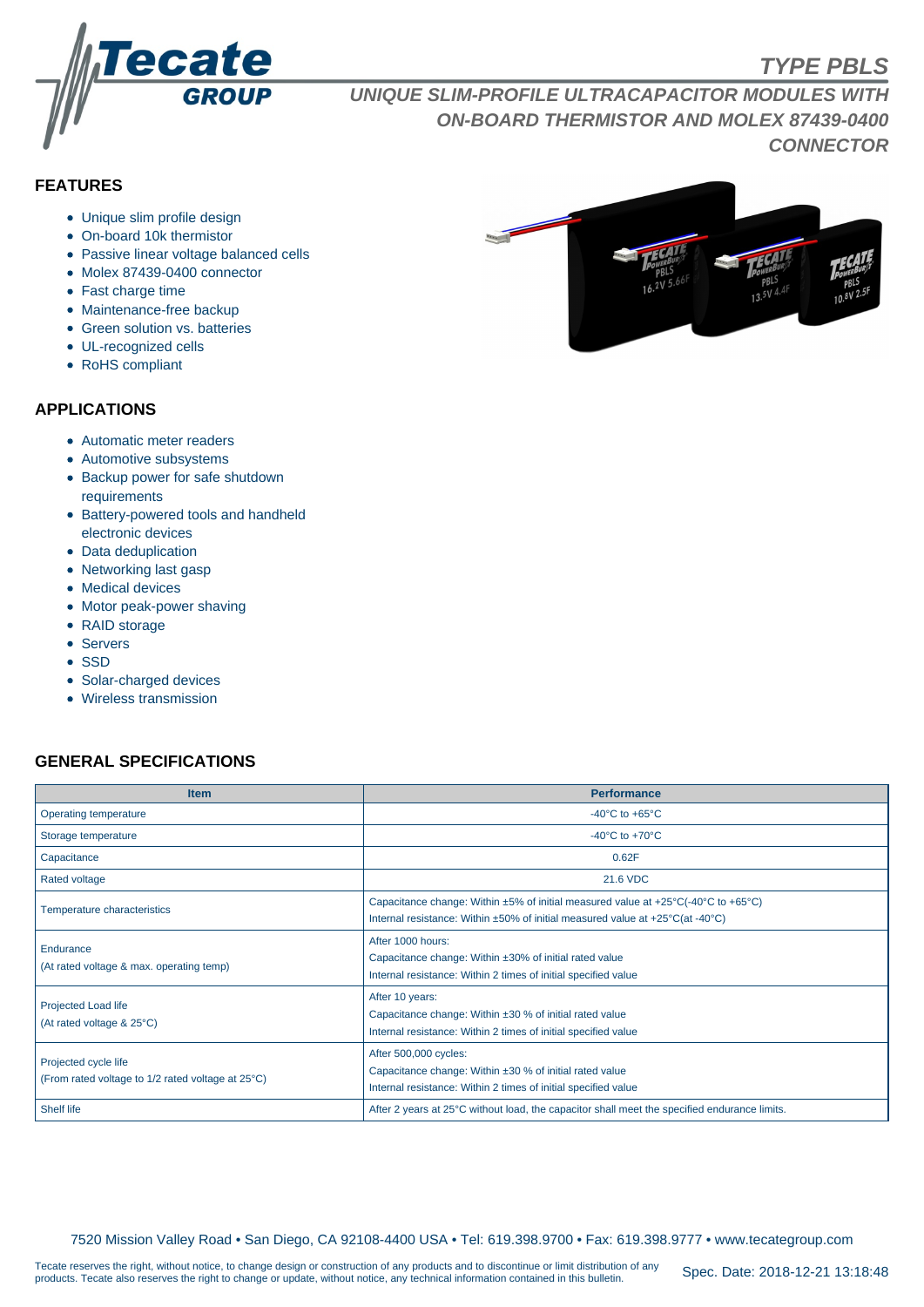# TYPE PBLS

## UNIQUE SLIM-PROFILE ULTRACAPACITOR MODULES WITH ON-BOARD THERMISTOR AND MOLEX 87439-0400 CONNECTOR

### FEATURES

- Unique slim profile design
- On-board 10k thermistor
- Passive linear voltage balanced cells
- Molex 87439-0400 connector
- Fast charge time
- Maintenance-free backup
- Green solution vs. batteries
- UL-recognized cells
- RoHS compliant

### APPLICATIONS

- Automatic meter readers
- Automotive subsystems
- Backup power for safe shutdown requirements
- Battery-powered tools and handheld electronic devices
- Data deduplication
- Networking last gasp
- Medical devices
- Motor peak-power shaving
- RAID storage
- Servers
- SSD
- Solar-charged devices
- Wireless transmission

### GENERAL SPECIFICATIONS

| Item | Performance |
|---|---|
| Operating temperature | -40°C to +65°C |
| Storage temperature | -40°C to +70°C |
| Capacitance | 0.62F |
| Rated voltage | 21.6 VDC |
| Temperature characteristics | Capacitance change: Within ±5% of initial measured value at +25°C(-40°C to +65°C)<br>Internal resistance: Within ±50% of initial measured value at +25°C(at -40°C) |
| Endurance<br>(At rated voltage & max. operating temp) | After 1000 hours:<br>Capacitance change: Within ±30% of initial rated value<br>Internal resistance: Within 2 times of initial specified value |
| Projected Load life<br>(At rated voltage & 25°C) | After 10 years:<br>Capacitance change: Within ±30 % of initial rated value<br>Internal resistance: Within 2 times of initial specified value |
| Projected cycle life<br>(From rated voltage to 1/2 rated voltage at 25°C) | After 500,000 cycles:<br>Capacitance change: Within ±30 % of initial rated value<br>Internal resistance: Within 2 times of initial specified value |
| Shelf life | After 2 years at 25°C without load, the capacitor shall meet the specified endurance limits. |

7520 Mission Valley Road • San Diego, CA 92108-4400 USA • Tel: 619.398.9700 • Fax: 619.398.9777 • www.tecategroup.com

Tecate reserves the right, without notice, to change design or construction of any products and to discontinue or limit distribution of any products. Tecate also reserves the right to change or update, without notice, any technical information contained in this bulletin.

Spec. Date: 2018-12-21 13:18:48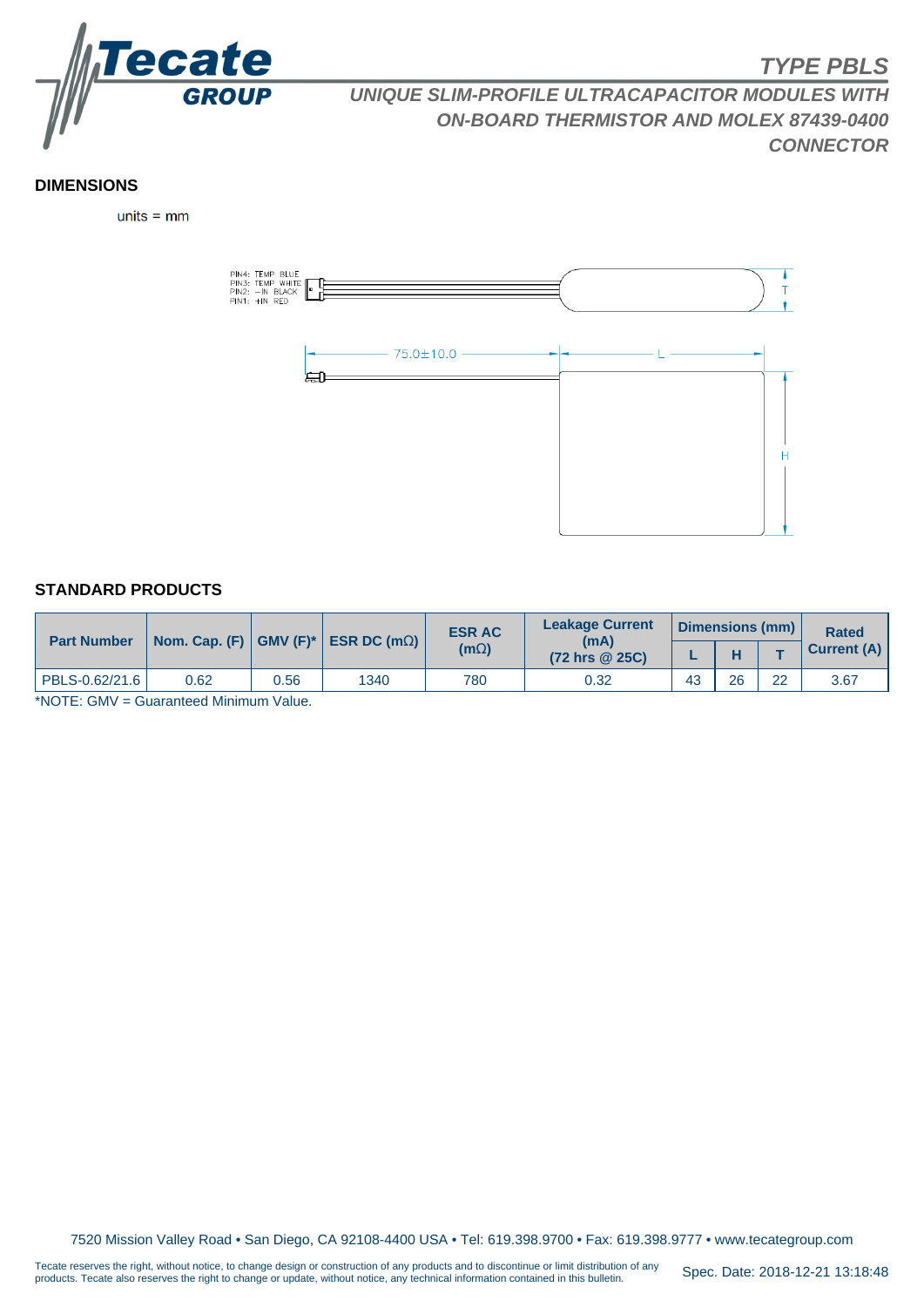# TYPE PBLS

## UNIQUE SLIM-PROFILE ULTRACAPACITOR MODULES WITH ON-BOARD THERMISTOR AND MOLEX 87439-0400 CONNECTOR

### DIMENSIONS

units = mm

PIN4: TEMP BLUE
PIN3: TEMP WHITE
PIN2: −IN BLACK
PIN1: +IN RED

T

75.0±10.0

L

H

### STANDARD PRODUCTS

| Part Number | Nom. Cap. (F) | GMV (F)* | ESR DC (mΩ) | ESR AC (mΩ) | Leakage Current (mA) (72 hrs @ 25C) | Dimensions (mm) | | | Rated Current (A) |
|---|---|---|---|---|---|---|---|---|---|
| | | | | | | L | H | T | |
| PBLS-0.62/21.6 | 0.62 | 0.56 | 1340 | 780 | 0.32 | 43 | 26 | 22 | 3.67 |

*NOTE: GMV = Guaranteed Minimum Value.

7520 Mission Valley Road • San Diego, CA 92108-4400 USA • Tel: 619.398.9700 • Fax: 619.398.9777 • www.tecategroup.com

Tecate reserves the right, without notice, to change design or construction of any products and to discontinue or limit distribution of any products. Tecate also reserves the right to change or update, without notice, any technical information contained in this bulletin.

Spec. Date: 2018-12-21 13:18:48